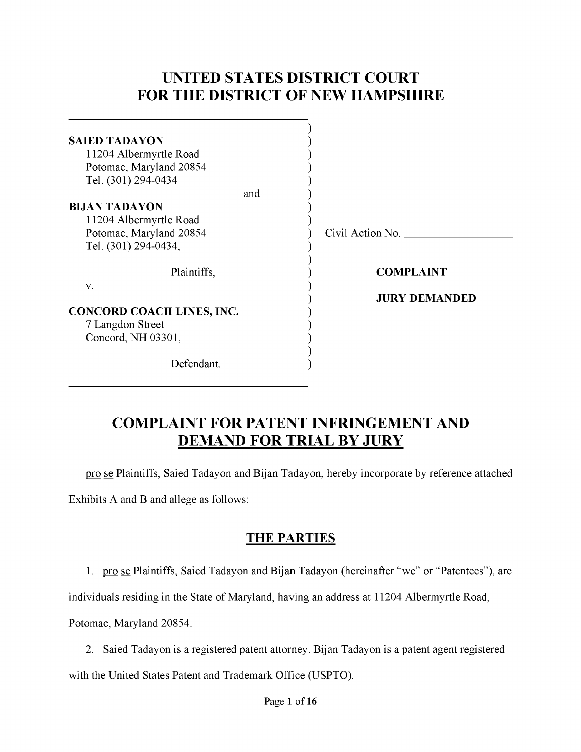# UNITED STATES DISTRICT COURT FOR THE DISTRICT OF NEW HAMPSHIRE

**SAIED TADAYON**
11204 Albermyrtle Road
Potomac, Maryland 20854
Tel. (301) 294-0434

and

**BIJAN TADAYON**
11204 Albermyrtle Road
Potomac, Maryland 20854
Tel. (301) 294-0434,

Plaintiffs,

v.

**CONCORD COACH LINES, INC.**
7 Langdon Street
Concord, NH 03301,

Defendant.

Civil Action No. ____________

**COMPLAINT**

**JURY DEMANDED**

## COMPLAINT FOR PATENT INFRINGEMENT AND DEMAND FOR TRIAL BY JURY

pro se Plaintiffs, Saied Tadayon and Bijan Tadayon, hereby incorporate by reference attached Exhibits A and B and allege as follows:

## THE PARTIES

1. pro se Plaintiffs, Saied Tadayon and Bijan Tadayon (hereinafter "we" or "Patentees"), are individuals residing in the State of Maryland, having an address at 11204 Albermyrtle Road, Potomac, Maryland 20854.

2. Saied Tadayon is a registered patent attorney. Bijan Tadayon is a patent agent registered with the United States Patent and Trademark Office (USPTO).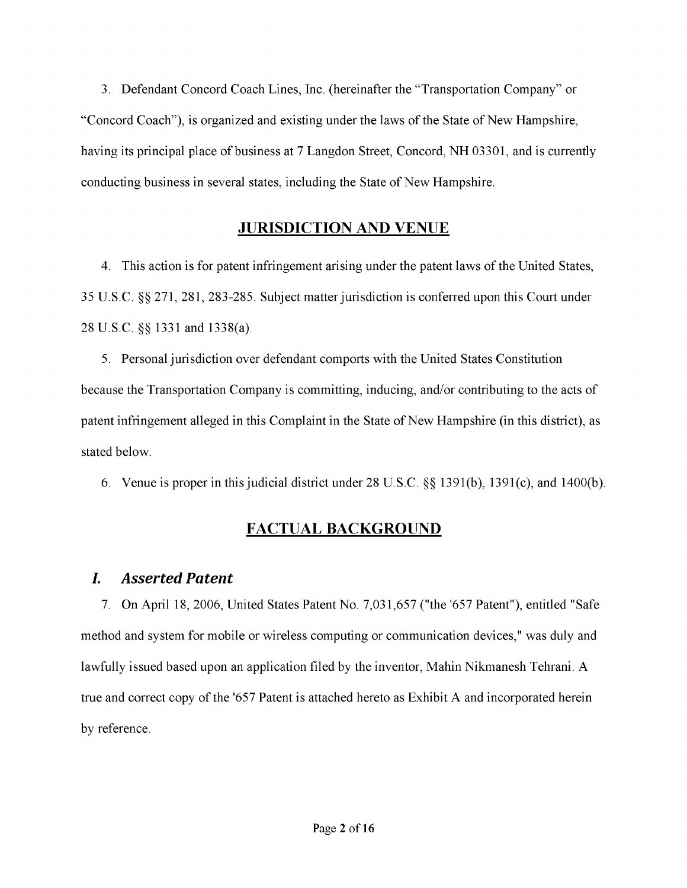3. Defendant Concord Coach Lines, Inc. (hereinafter the "Transportation Company" or "Concord Coach"), is organized and existing under the laws of the State of New Hampshire, having its principal place of business at 7 Langdon Street, Concord, NH 03301, and is currently conducting business in several states, including the State of New Hampshire.

## JURISDICTION AND VENUE

4. This action is for patent infringement arising under the patent laws of the United States, 35 U.S.C. §§ 271, 281, 283-285. Subject matter jurisdiction is conferred upon this Court under 28 U.S.C. §§ 1331 and 1338(a).

5. Personal jurisdiction over defendant comports with the United States Constitution because the Transportation Company is committing, inducing, and/or contributing to the acts of patent infringement alleged in this Complaint in the State of New Hampshire (in this district), as stated below.

6. Venue is proper in this judicial district under 28 U.S.C. §§ 1391(b), 1391(c), and 1400(b).

## FACTUAL BACKGROUND

### *I. Asserted Patent*

7. On April 18, 2006, United States Patent No. 7,031,657 ("the '657 Patent"), entitled "Safe method and system for mobile or wireless computing or communication devices," was duly and lawfully issued based upon an application filed by the inventor, Mahin Nikmanesh Tehrani. A true and correct copy of the '657 Patent is attached hereto as Exhibit A and incorporated herein by reference.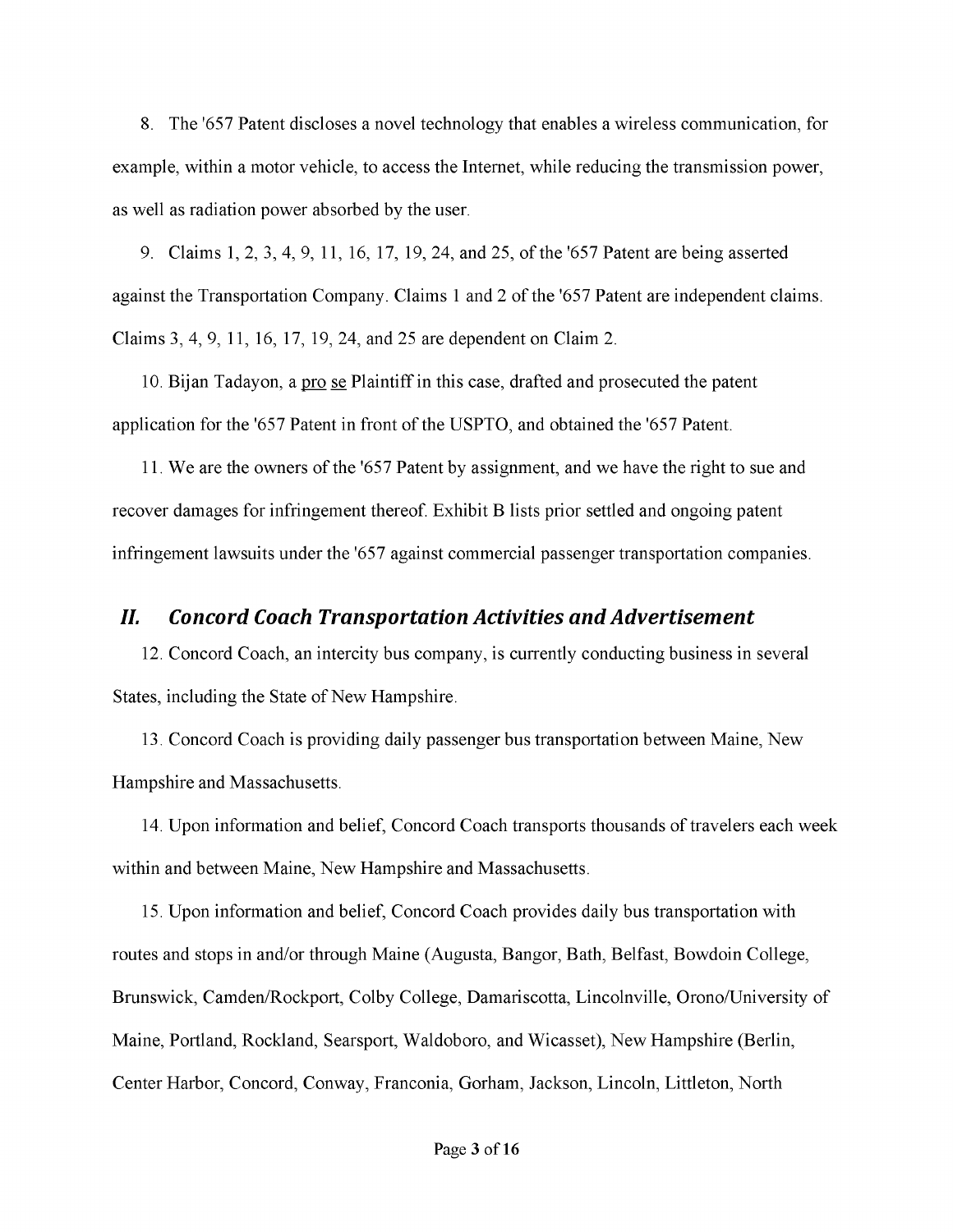8. The '657 Patent discloses a novel technology that enables a wireless communication, for example, within a motor vehicle, to access the Internet, while reducing the transmission power, as well as radiation power absorbed by the user.

9. Claims 1, 2, 3, 4, 9, 11, 16, 17, 19, 24, and 25, of the '657 Patent are being asserted against the Transportation Company. Claims 1 and 2 of the '657 Patent are independent claims. Claims 3, 4, 9, 11, 16, 17, 19, 24, and 25 are dependent on Claim 2.

10. Bijan Tadayon, a pro se Plaintiff in this case, drafted and prosecuted the patent application for the '657 Patent in front of the USPTO, and obtained the '657 Patent.

11. We are the owners of the '657 Patent by assignment, and we have the right to sue and recover damages for infringement thereof. Exhibit B lists prior settled and ongoing patent infringement lawsuits under the '657 against commercial passenger transportation companies.

## *II. Concord Coach Transportation Activities and Advertisement*

12. Concord Coach, an intercity bus company, is currently conducting business in several States, including the State of New Hampshire.

13. Concord Coach is providing daily passenger bus transportation between Maine, New Hampshire and Massachusetts.

14. Upon information and belief, Concord Coach transports thousands of travelers each week within and between Maine, New Hampshire and Massachusetts.

15. Upon information and belief, Concord Coach provides daily bus transportation with routes and stops in and/or through Maine (Augusta, Bangor, Bath, Belfast, Bowdoin College, Brunswick, Camden/Rockport, Colby College, Damariscotta, Lincolnville, Orono/University of Maine, Portland, Rockland, Searsport, Waldoboro, and Wicasset), New Hampshire (Berlin, Center Harbor, Concord, Conway, Franconia, Gorham, Jackson, Lincoln, Littleton, North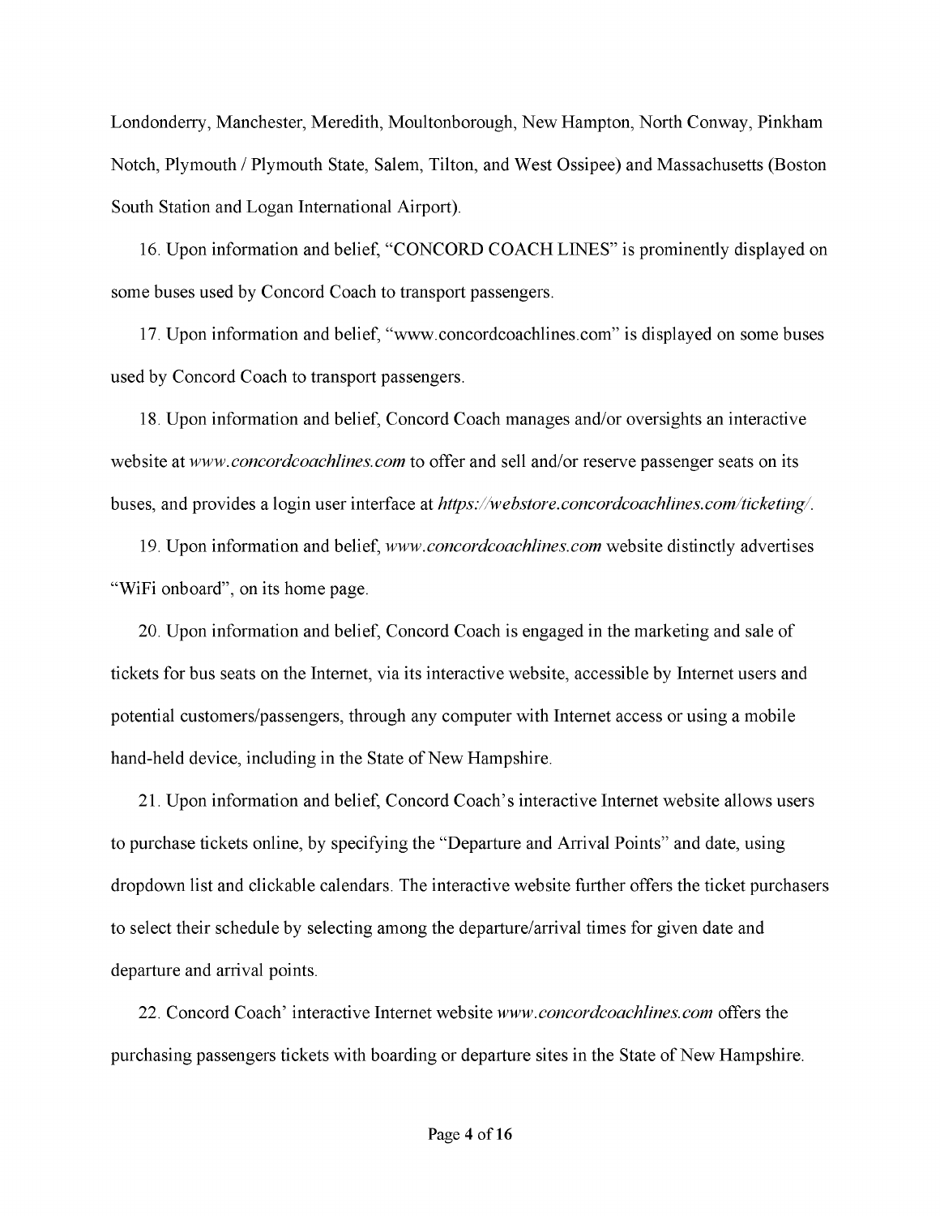Londonderry, Manchester, Meredith, Moultonborough, New Hampton, North Conway, Pinkham Notch, Plymouth / Plymouth State, Salem, Tilton, and West Ossipee) and Massachusetts (Boston South Station and Logan International Airport).

16. Upon information and belief, "CONCORD COACH LINES" is prominently displayed on some buses used by Concord Coach to transport passengers.

17. Upon information and belief, "www.concordcoachlines.com" is displayed on some buses used by Concord Coach to transport passengers.

18. Upon information and belief, Concord Coach manages and/or oversights an interactive website at *www.concordcoachlines.com* to offer and sell and/or reserve passenger seats on its buses, and provides a login user interface at *https://webstore.concordcoachlines.com/ticketing/*.

19. Upon information and belief, *www.concordcoachlines.com* website distinctly advertises "WiFi onboard", on its home page.

20. Upon information and belief, Concord Coach is engaged in the marketing and sale of tickets for bus seats on the Internet, via its interactive website, accessible by Internet users and potential customers/passengers, through any computer with Internet access or using a mobile hand-held device, including in the State of New Hampshire.

21. Upon information and belief, Concord Coach's interactive Internet website allows users to purchase tickets online, by specifying the "Departure and Arrival Points" and date, using dropdown list and clickable calendars. The interactive website further offers the ticket purchasers to select their schedule by selecting among the departure/arrival times for given date and departure and arrival points.

22. Concord Coach' interactive Internet website *www.concordcoachlines.com* offers the purchasing passengers tickets with boarding or departure sites in the State of New Hampshire.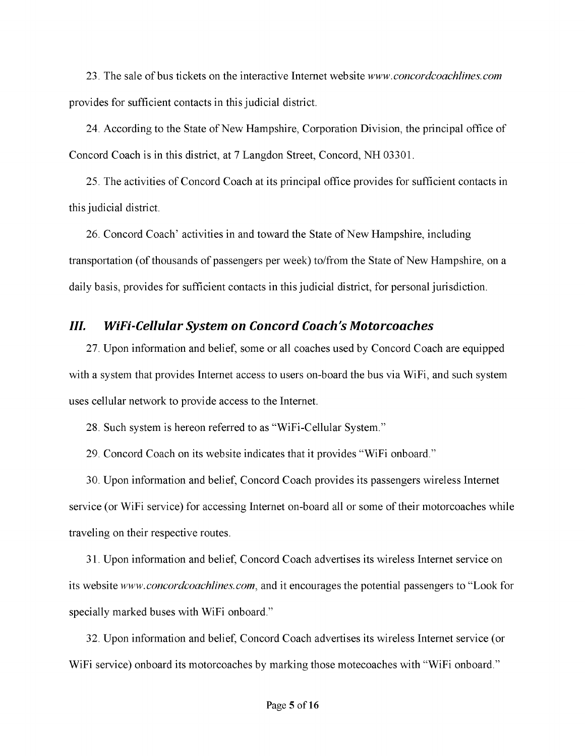23. The sale of bus tickets on the interactive Internet website *www.concordcoachlines.com* provides for sufficient contacts in this judicial district.

24. According to the State of New Hampshire, Corporation Division, the principal office of Concord Coach is in this district, at 7 Langdon Street, Concord, NH 03301.

25. The activities of Concord Coach at its principal office provides for sufficient contacts in this judicial district.

26. Concord Coach' activities in and toward the State of New Hampshire, including transportation (of thousands of passengers per week) to/from the State of New Hampshire, on a daily basis, provides for sufficient contacts in this judicial district, for personal jurisdiction.

## *III. WiFi-Cellular System on Concord Coach's Motorcoaches*

27. Upon information and belief, some or all coaches used by Concord Coach are equipped with a system that provides Internet access to users on-board the bus via WiFi, and such system uses cellular network to provide access to the Internet.

28. Such system is hereon referred to as "WiFi-Cellular System."

29. Concord Coach on its website indicates that it provides "WiFi onboard."

30. Upon information and belief, Concord Coach provides its passengers wireless Internet service (or WiFi service) for accessing Internet on-board all or some of their motorcoaches while traveling on their respective routes.

31. Upon information and belief, Concord Coach advertises its wireless Internet service on its website *www.concordcoachlines.com*, and it encourages the potential passengers to "Look for specially marked buses with WiFi onboard."

32. Upon information and belief, Concord Coach advertises its wireless Internet service (or WiFi service) onboard its motorcoaches by marking those motecoaches with "WiFi onboard."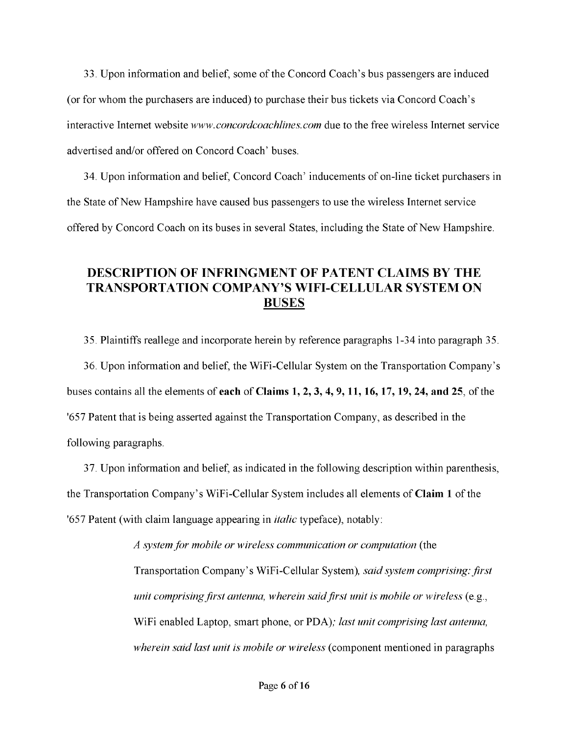33. Upon information and belief, some of the Concord Coach's bus passengers are induced (or for whom the purchasers are induced) to purchase their bus tickets via Concord Coach's interactive Internet website *www.concordcoachlines.com* due to the free wireless Internet service advertised and/or offered on Concord Coach' buses.

34. Upon information and belief, Concord Coach' inducements of on-line ticket purchasers in the State of New Hampshire have caused bus passengers to use the wireless Internet service offered by Concord Coach on its buses in several States, including the State of New Hampshire.

## DESCRIPTION OF INFRINGMENT OF PATENT CLAIMS BY THE TRANSPORTATION COMPANY'S WIFI-CELLULAR SYSTEM ON BUSES

35. Plaintiffs reallege and incorporate herein by reference paragraphs 1-34 into paragraph 35.

36. Upon information and belief, the WiFi-Cellular System on the Transportation Company's buses contains all the elements of **each** of **Claims 1, 2, 3, 4, 9, 11, 16, 17, 19, 24, and 25**, of the '657 Patent that is being asserted against the Transportation Company, as described in the following paragraphs.

37. Upon information and belief, as indicated in the following description within parenthesis, the Transportation Company's WiFi-Cellular System includes all elements of **Claim 1** of the '657 Patent (with claim language appearing in *italic* typeface), notably:

> *A system for mobile or wireless communication or computation* (the Transportation Company's WiFi-Cellular System)*, said system comprising: first unit comprising first antenna, wherein said first unit is mobile or wireless* (e.g., WiFi enabled Laptop, smart phone, or PDA)*; last unit comprising last antenna, wherein said last unit is mobile or wireless* (component mentioned in paragraphs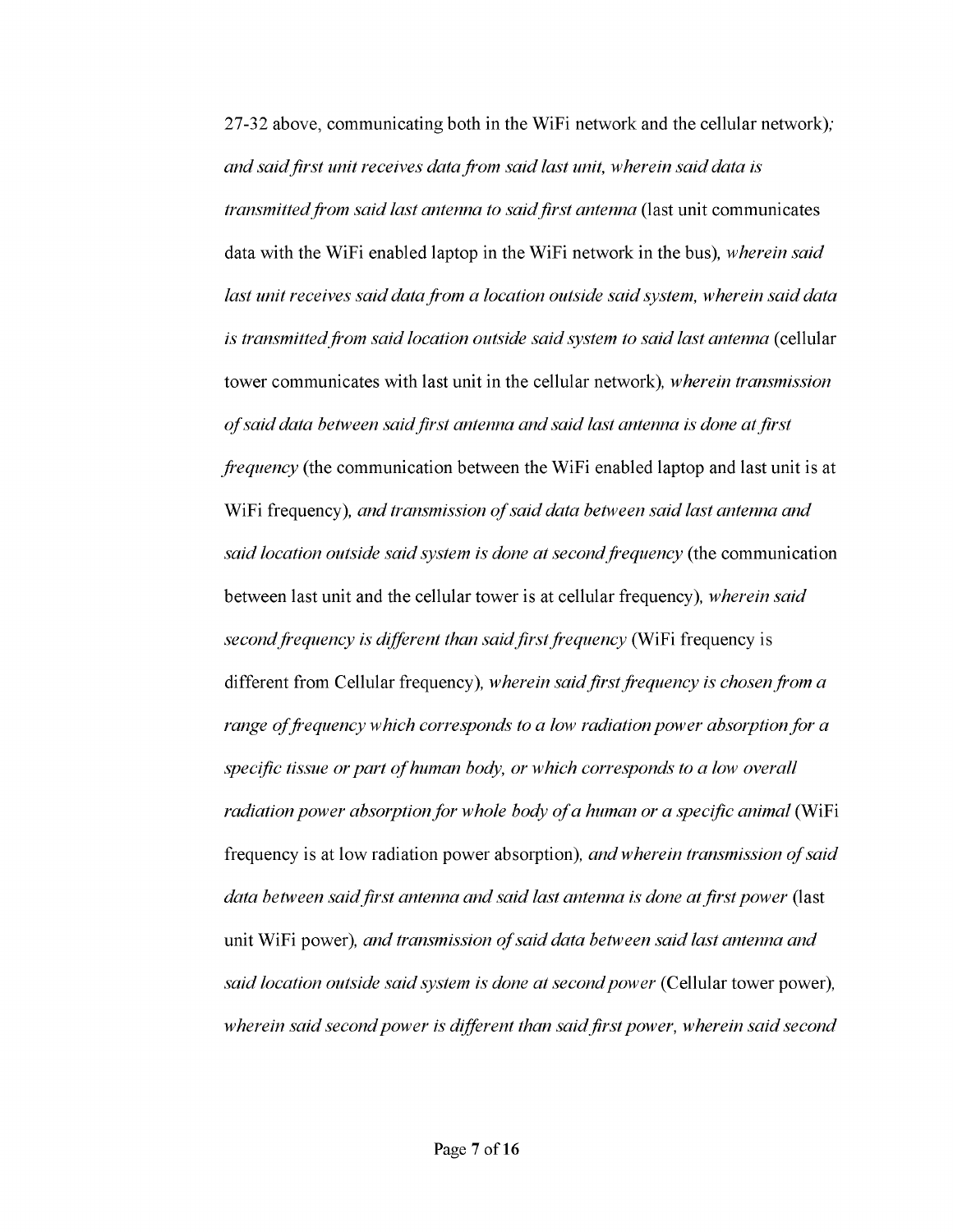27-32 above, communicating both in the WiFi network and the cellular network)*; and said first unit receives data from said last unit, wherein said data is transmitted from said last antenna to said first antenna* (last unit communicates data with the WiFi enabled laptop in the WiFi network in the bus)*, wherein said last unit receives said data from a location outside said system, wherein said data is transmitted from said location outside said system to said last antenna* (cellular tower communicates with last unit in the cellular network)*, wherein transmission of said data between said first antenna and said last antenna is done at first frequency* (the communication between the WiFi enabled laptop and last unit is at WiFi frequency)*, and transmission of said data between said last antenna and said location outside said system is done at second frequency* (the communication between last unit and the cellular tower is at cellular frequency)*, wherein said second frequency is different than said first frequency* (WiFi frequency is different from Cellular frequency)*, wherein said first frequency is chosen from a range of frequency which corresponds to a low radiation power absorption for a specific tissue or part of human body, or which corresponds to a low overall radiation power absorption for whole body of a human or a specific animal* (WiFi frequency is at low radiation power absorption)*, and wherein transmission of said data between said first antenna and said last antenna is done at first power* (last unit WiFi power)*, and transmission of said data between said last antenna and said location outside said system is done at second power* (Cellular tower power)*, wherein said second power is different than said first power, wherein said second*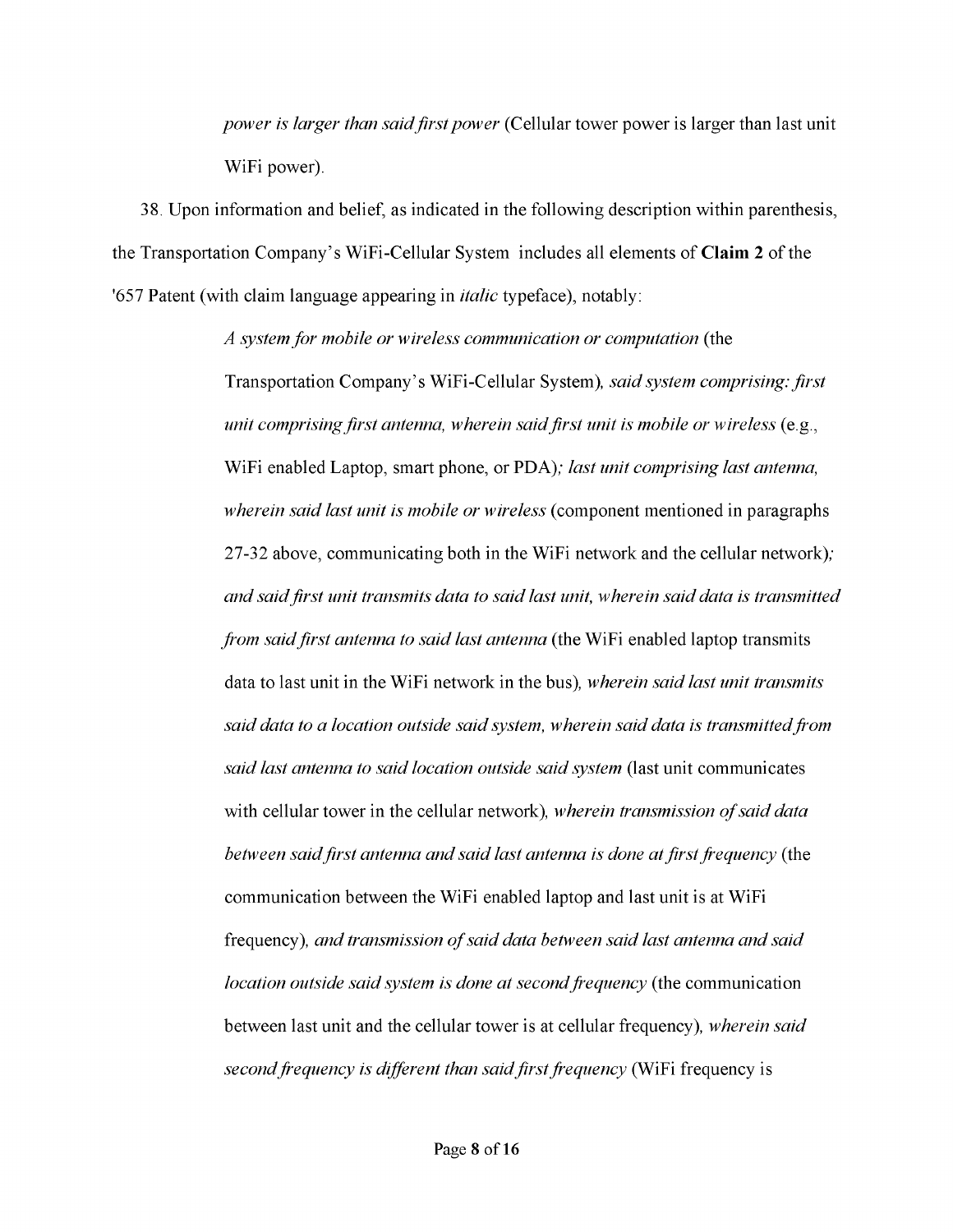*power is larger than said first power* (Cellular tower power is larger than last unit WiFi power).

38. Upon information and belief, as indicated in the following description within parenthesis, the Transportation Company's WiFi-Cellular System includes all elements of **Claim 2** of the '657 Patent (with claim language appearing in *italic* typeface), notably:

> *A system for mobile or wireless communication or computation* (the Transportation Company's WiFi-Cellular System), *said system comprising: first unit comprising first antenna, wherein said first unit is mobile or wireless* (e.g., WiFi enabled Laptop, smart phone, or PDA)*; last unit comprising last antenna, wherein said last unit is mobile or wireless* (component mentioned in paragraphs 27-32 above, communicating both in the WiFi network and the cellular network)*; and said first unit transmits data to said last unit, wherein said data is transmitted from said first antenna to said last antenna* (the WiFi enabled laptop transmits data to last unit in the WiFi network in the bus), *wherein said last unit transmits said data to a location outside said system, wherein said data is transmitted from said last antenna to said location outside said system* (last unit communicates with cellular tower in the cellular network), *wherein transmission of said data between said first antenna and said last antenna is done at first frequency* (the communication between the WiFi enabled laptop and last unit is at WiFi frequency), *and transmission of said data between said last antenna and said location outside said system is done at second frequency* (the communication between last unit and the cellular tower is at cellular frequency), *wherein said second frequency is different than said first frequency* (WiFi frequency is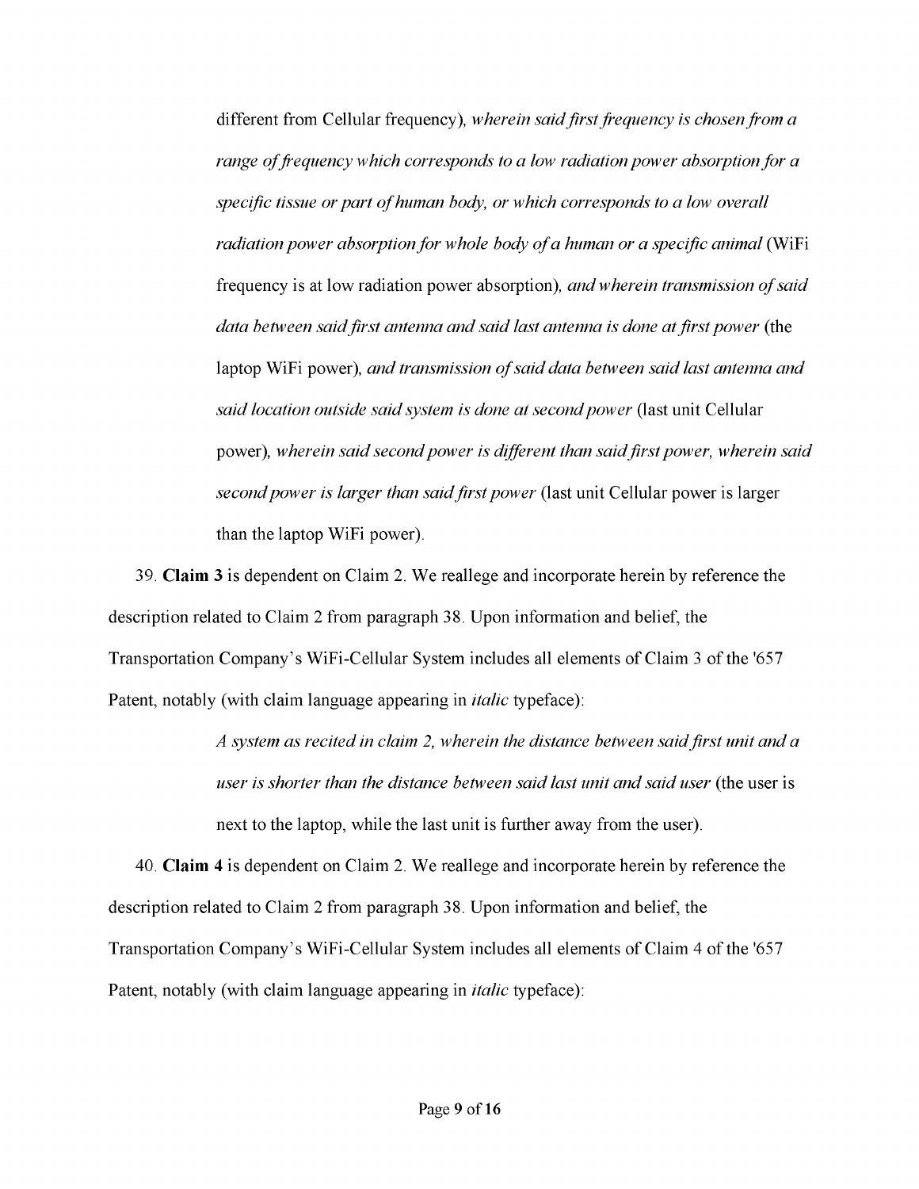different from Cellular frequency), *wherein said first frequency is chosen from a range of frequency which corresponds to a low radiation power absorption for a specific tissue or part of human body, or which corresponds to a low overall radiation power absorption for whole body of a human or a specific animal* (WiFi frequency is at low radiation power absorption), *and wherein transmission of said data between said first antenna and said last antenna is done at first power* (the laptop WiFi power), *and transmission of said data between said last antenna and said location outside said system is done at second power* (last unit Cellular power), *wherein said second power is different than said first power, wherein said second power is larger than said first power* (last unit Cellular power is larger than the laptop WiFi power).

39. **Claim 3** is dependent on Claim 2. We reallege and incorporate herein by reference the description related to Claim 2 from paragraph 38. Upon information and belief, the Transportation Company's WiFi-Cellular System includes all elements of Claim 3 of the '657 Patent, notably (with claim language appearing in *italic* typeface):

> *A system as recited in claim 2, wherein the distance between said first unit and a user is shorter than the distance between said last unit and said user* (the user is next to the laptop, while the last unit is further away from the user).

40. **Claim 4** is dependent on Claim 2. We reallege and incorporate herein by reference the description related to Claim 2 from paragraph 38. Upon information and belief, the Transportation Company's WiFi-Cellular System includes all elements of Claim 4 of the '657 Patent, notably (with claim language appearing in *italic* typeface):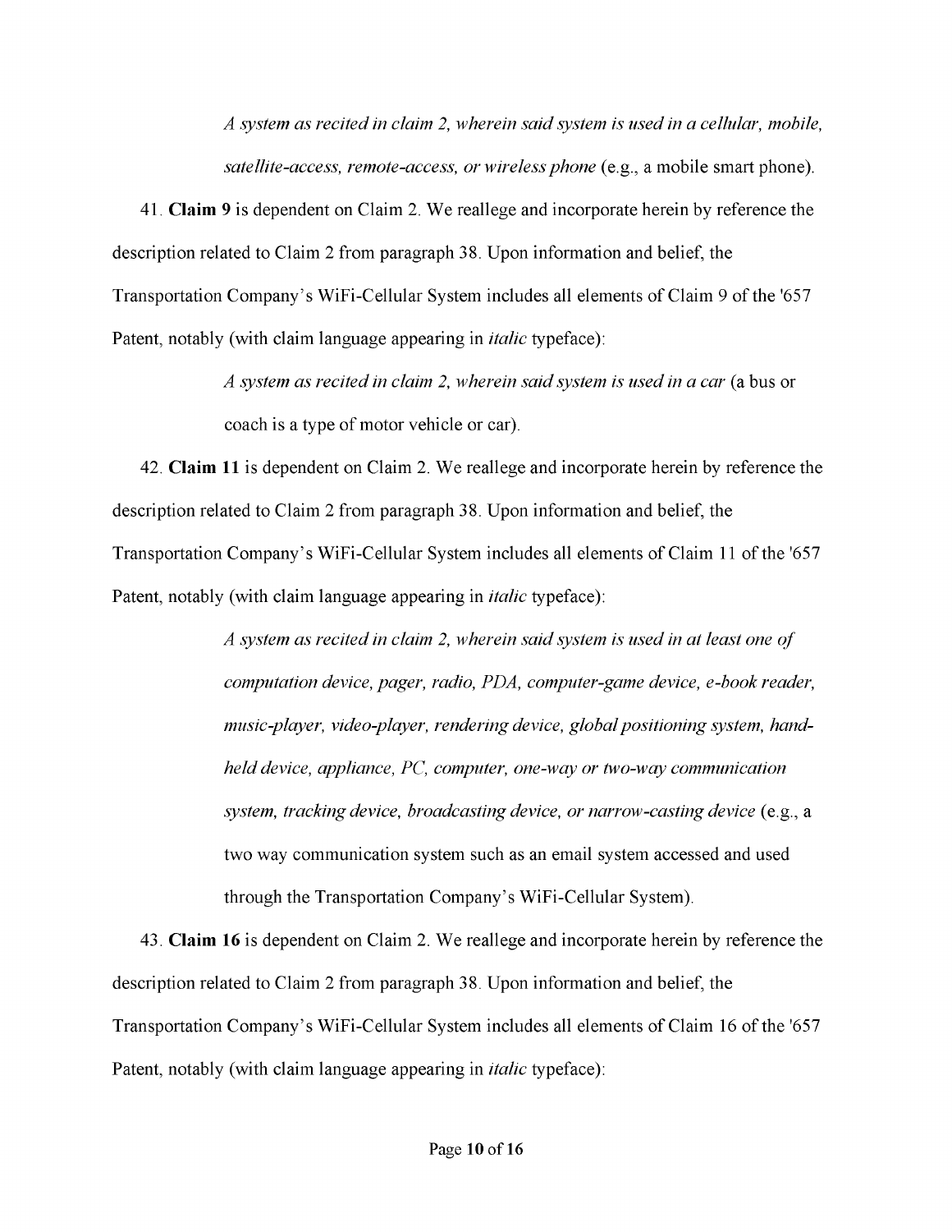> *A system as recited in claim 2, wherein said system is used in a cellular, mobile, satellite-access, remote-access, or wireless phone* (e.g., a mobile smart phone).

41. **Claim 9** is dependent on Claim 2. We reallege and incorporate herein by reference the description related to Claim 2 from paragraph 38. Upon information and belief, the Transportation Company's WiFi-Cellular System includes all elements of Claim 9 of the '657 Patent, notably (with claim language appearing in *italic* typeface):

> *A system as recited in claim 2, wherein said system is used in a car* (a bus or coach is a type of motor vehicle or car).

42. **Claim 11** is dependent on Claim 2. We reallege and incorporate herein by reference the description related to Claim 2 from paragraph 38. Upon information and belief, the Transportation Company's WiFi-Cellular System includes all elements of Claim 11 of the '657 Patent, notably (with claim language appearing in *italic* typeface):

> *A system as recited in claim 2, wherein said system is used in at least one of computation device, pager, radio, PDA, computer-game device, e-book reader, music-player, video-player, rendering device, global positioning system, hand-held device, appliance, PC, computer, one-way or two-way communication system, tracking device, broadcasting device, or narrow-casting device* (e.g., a two way communication system such as an email system accessed and used through the Transportation Company's WiFi-Cellular System).

43. **Claim 16** is dependent on Claim 2. We reallege and incorporate herein by reference the description related to Claim 2 from paragraph 38. Upon information and belief, the Transportation Company's WiFi-Cellular System includes all elements of Claim 16 of the '657 Patent, notably (with claim language appearing in *italic* typeface):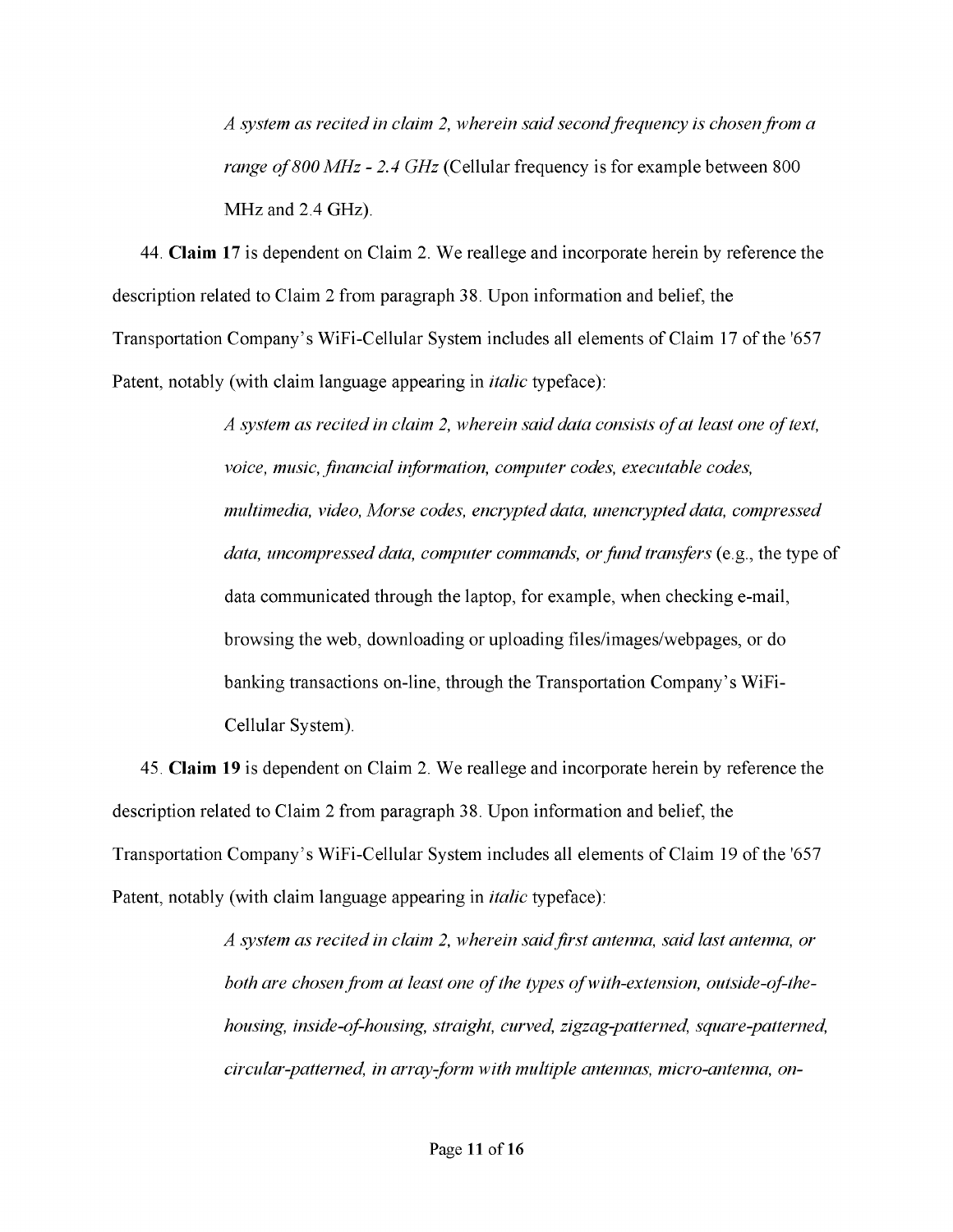> *A system as recited in claim 2, wherein said second frequency is chosen from a range of 800 MHz - 2.4 GHz* (Cellular frequency is for example between 800 MHz and 2.4 GHz).

44. **Claim 17** is dependent on Claim 2. We reallege and incorporate herein by reference the description related to Claim 2 from paragraph 38. Upon information and belief, the Transportation Company's WiFi-Cellular System includes all elements of Claim 17 of the '657 Patent, notably (with claim language appearing in *italic* typeface):

> *A system as recited in claim 2, wherein said data consists of at least one of text, voice, music, financial information, computer codes, executable codes, multimedia, video, Morse codes, encrypted data, unencrypted data, compressed data, uncompressed data, computer commands, or fund transfers* (e.g., the type of data communicated through the laptop, for example, when checking e-mail, browsing the web, downloading or uploading files/images/webpages, or do banking transactions on-line, through the Transportation Company's WiFi-Cellular System).

45. **Claim 19** is dependent on Claim 2. We reallege and incorporate herein by reference the description related to Claim 2 from paragraph 38. Upon information and belief, the Transportation Company's WiFi-Cellular System includes all elements of Claim 19 of the '657 Patent, notably (with claim language appearing in *italic* typeface):

> *A system as recited in claim 2, wherein said first antenna, said last antenna, or both are chosen from at least one of the types of with-extension, outside-of-the-housing, inside-of-housing, straight, curved, zigzag-patterned, square-patterned, circular-patterned, in array-form with multiple antennas, micro-antenna, on-*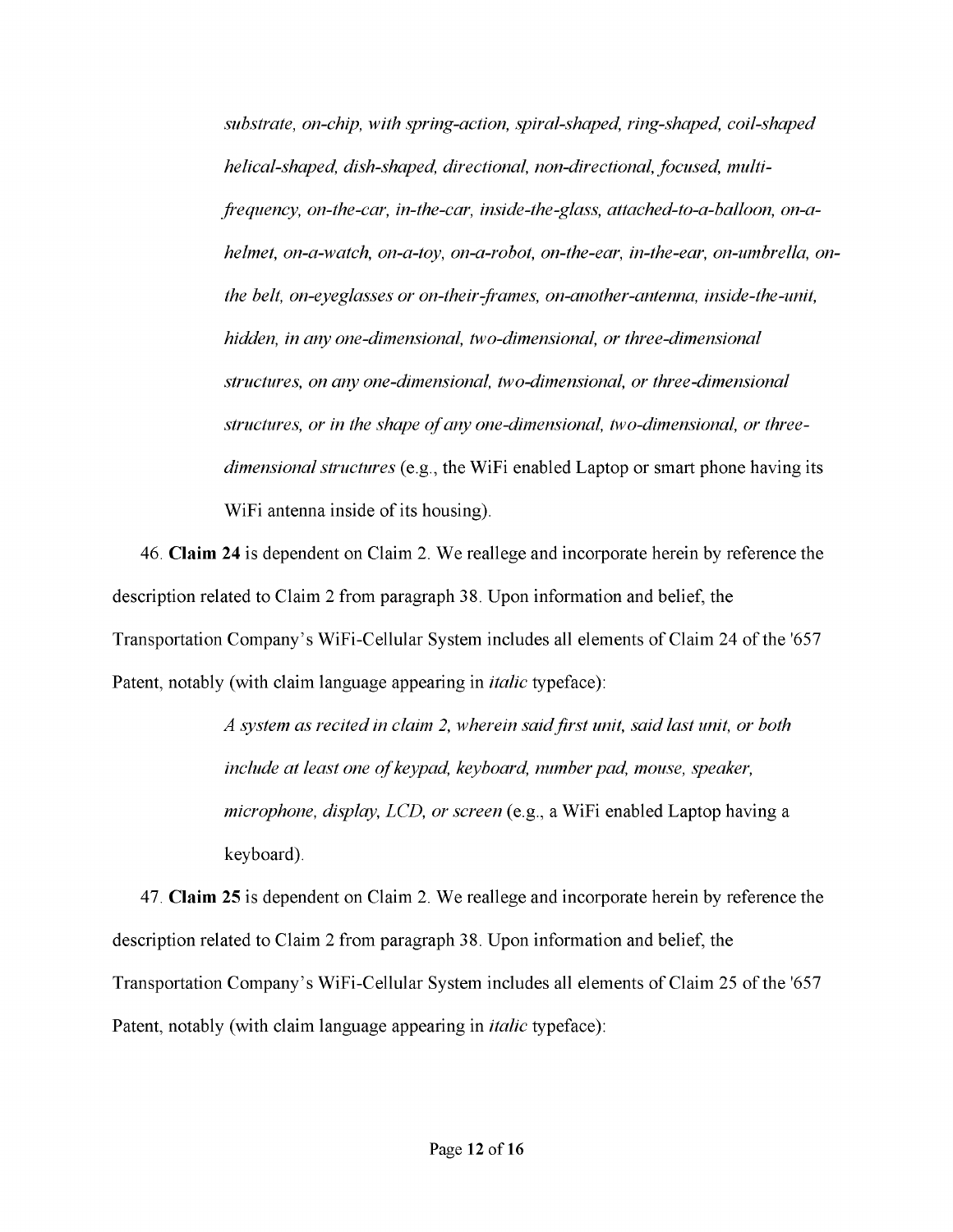> *substrate, on-chip, with spring-action, spiral-shaped, ring-shaped, coil-shaped helical-shaped, dish-shaped, directional, non-directional, focused, multi-frequency, on-the-car, in-the-car, inside-the-glass, attached-to-a-balloon, on-a-helmet, on-a-watch, on-a-toy, on-a-robot, on-the-ear, in-the-ear, on-umbrella, on-the belt, on-eyeglasses or on-their-frames, on-another-antenna, inside-the-unit, hidden, in any one-dimensional, two-dimensional, or three-dimensional structures, on any one-dimensional, two-dimensional, or three-dimensional structures, or in the shape of any one-dimensional, two-dimensional, or three-dimensional structures* (e.g., the WiFi enabled Laptop or smart phone having its WiFi antenna inside of its housing).

46. **Claim 24** is dependent on Claim 2. We reallege and incorporate herein by reference the description related to Claim 2 from paragraph 38. Upon information and belief, the Transportation Company's WiFi-Cellular System includes all elements of Claim 24 of the '657 Patent, notably (with claim language appearing in *italic* typeface):

> *A system as recited in claim 2, wherein said first unit, said last unit, or both include at least one of keypad, keyboard, number pad, mouse, speaker, microphone, display, LCD, or screen* (e.g., a WiFi enabled Laptop having a keyboard).

47. **Claim 25** is dependent on Claim 2. We reallege and incorporate herein by reference the description related to Claim 2 from paragraph 38. Upon information and belief, the Transportation Company's WiFi-Cellular System includes all elements of Claim 25 of the '657 Patent, notably (with claim language appearing in *italic* typeface):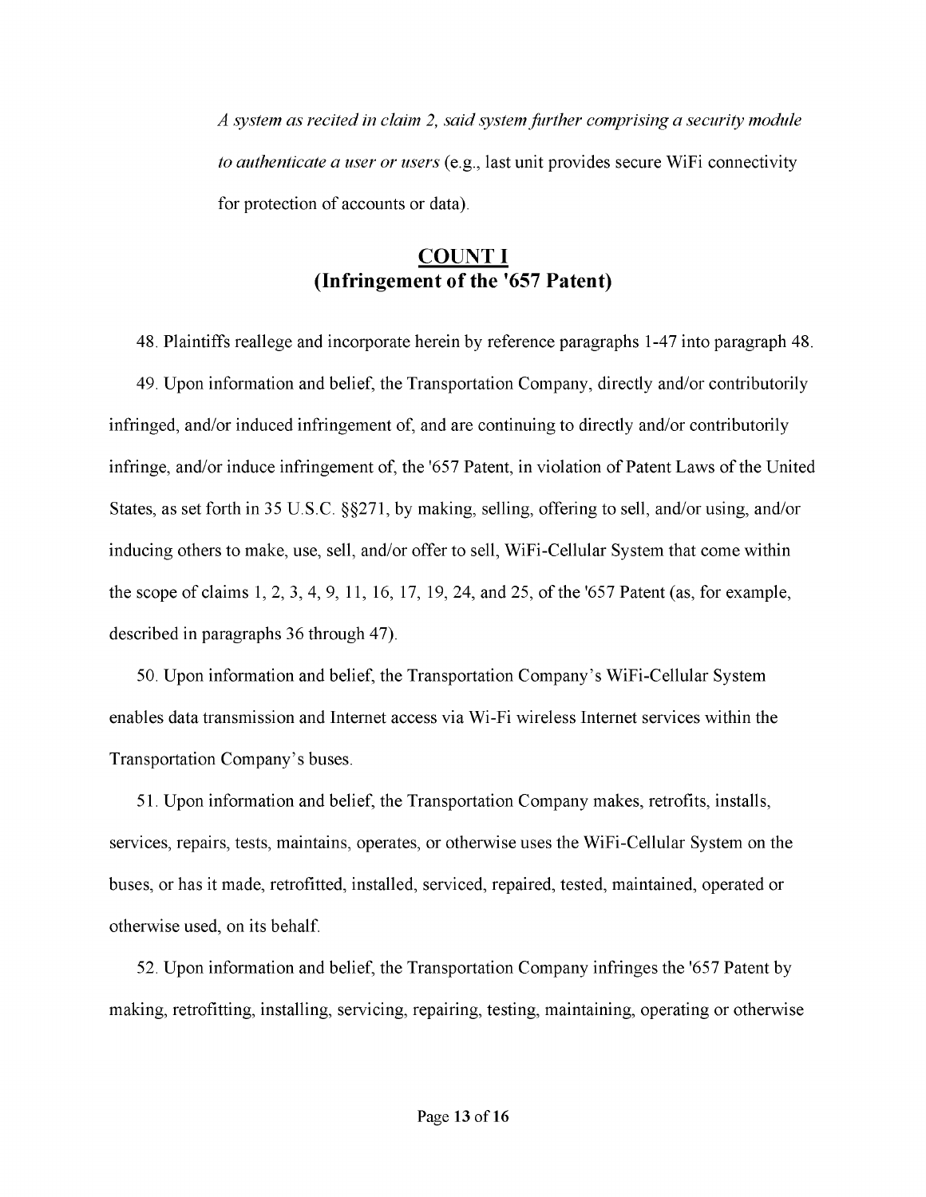> *A system as recited in claim 2, said system further comprising a security module to authenticate a user or users* (e.g., last unit provides secure WiFi connectivity for protection of accounts or data).

## COUNT I
## (Infringement of the '657 Patent)

48. Plaintiffs reallege and incorporate herein by reference paragraphs 1-47 into paragraph 48.

49. Upon information and belief, the Transportation Company, directly and/or contributorily infringed, and/or induced infringement of, and are continuing to directly and/or contributorily infringe, and/or induce infringement of, the '657 Patent, in violation of Patent Laws of the United States, as set forth in 35 U.S.C. §§271, by making, selling, offering to sell, and/or using, and/or inducing others to make, use, sell, and/or offer to sell, WiFi-Cellular System that come within the scope of claims 1, 2, 3, 4, 9, 11, 16, 17, 19, 24, and 25, of the '657 Patent (as, for example, described in paragraphs 36 through 47).

50. Upon information and belief, the Transportation Company's WiFi-Cellular System enables data transmission and Internet access via Wi-Fi wireless Internet services within the Transportation Company's buses.

51. Upon information and belief, the Transportation Company makes, retrofits, installs, services, repairs, tests, maintains, operates, or otherwise uses the WiFi-Cellular System on the buses, or has it made, retrofitted, installed, serviced, repaired, tested, maintained, operated or otherwise used, on its behalf.

52. Upon information and belief, the Transportation Company infringes the '657 Patent by making, retrofitting, installing, servicing, repairing, testing, maintaining, operating or otherwise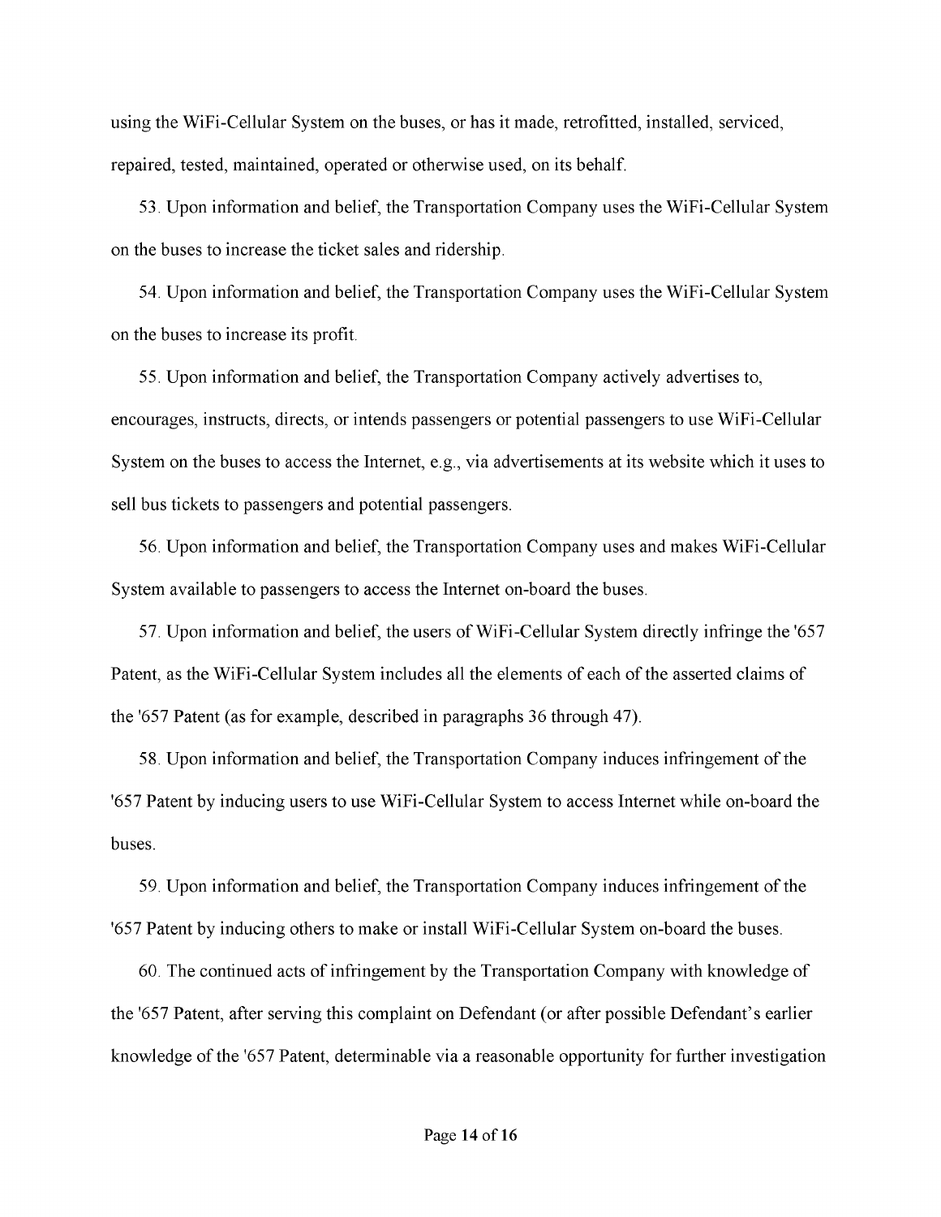using the WiFi-Cellular System on the buses, or has it made, retrofitted, installed, serviced, repaired, tested, maintained, operated or otherwise used, on its behalf.

53. Upon information and belief, the Transportation Company uses the WiFi-Cellular System on the buses to increase the ticket sales and ridership.

54. Upon information and belief, the Transportation Company uses the WiFi-Cellular System on the buses to increase its profit.

55. Upon information and belief, the Transportation Company actively advertises to, encourages, instructs, directs, or intends passengers or potential passengers to use WiFi-Cellular System on the buses to access the Internet, e.g., via advertisements at its website which it uses to sell bus tickets to passengers and potential passengers.

56. Upon information and belief, the Transportation Company uses and makes WiFi-Cellular System available to passengers to access the Internet on-board the buses.

57. Upon information and belief, the users of WiFi-Cellular System directly infringe the '657 Patent, as the WiFi-Cellular System includes all the elements of each of the asserted claims of the '657 Patent (as for example, described in paragraphs 36 through 47).

58. Upon information and belief, the Transportation Company induces infringement of the '657 Patent by inducing users to use WiFi-Cellular System to access Internet while on-board the buses.

59. Upon information and belief, the Transportation Company induces infringement of the '657 Patent by inducing others to make or install WiFi-Cellular System on-board the buses.

60. The continued acts of infringement by the Transportation Company with knowledge of the '657 Patent, after serving this complaint on Defendant (or after possible Defendant's earlier knowledge of the '657 Patent, determinable via a reasonable opportunity for further investigation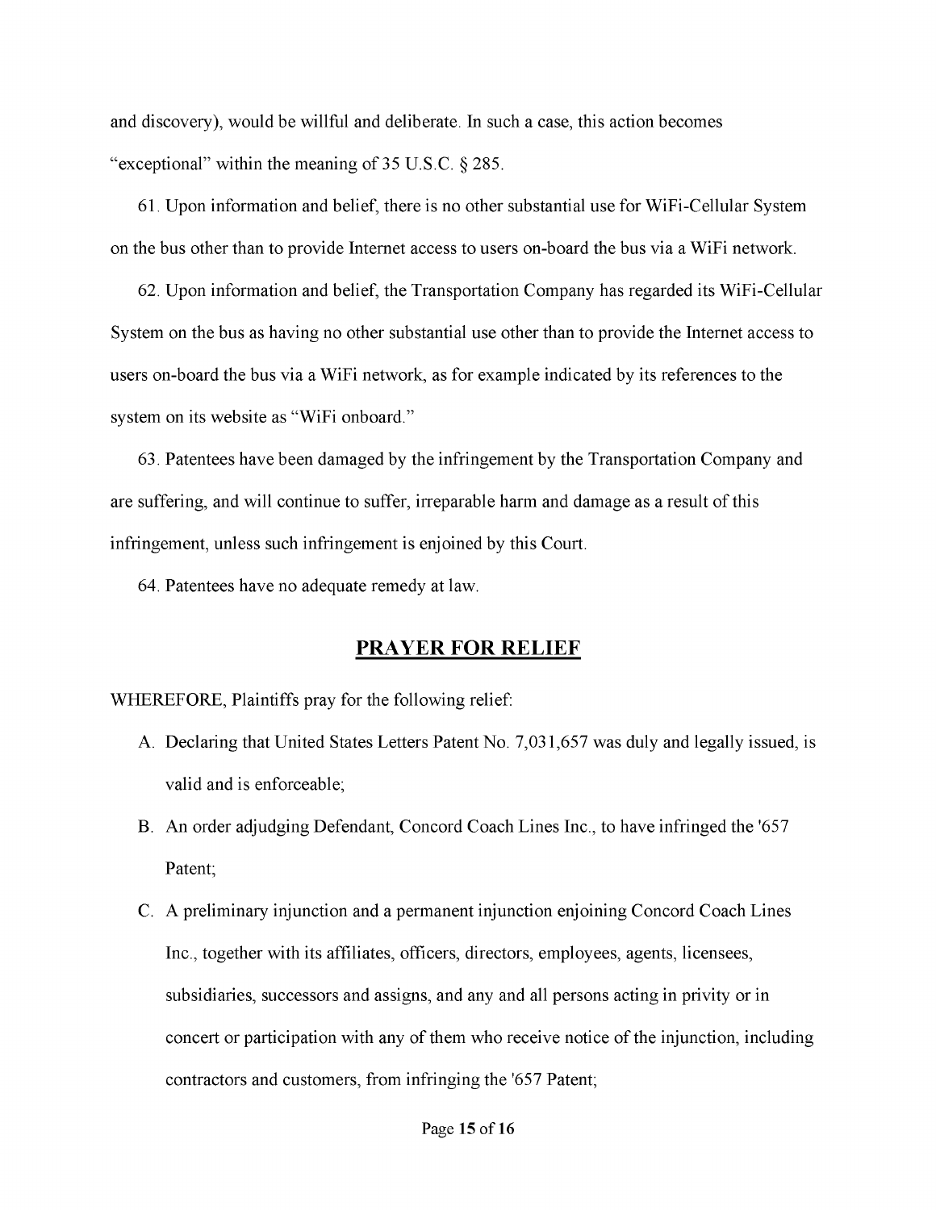and discovery), would be willful and deliberate. In such a case, this action becomes "exceptional" within the meaning of 35 U.S.C. § 285.

61. Upon information and belief, there is no other substantial use for WiFi-Cellular System on the bus other than to provide Internet access to users on-board the bus via a WiFi network.

62. Upon information and belief, the Transportation Company has regarded its WiFi-Cellular System on the bus as having no other substantial use other than to provide the Internet access to users on-board the bus via a WiFi network, as for example indicated by its references to the system on its website as "WiFi onboard."

63. Patentees have been damaged by the infringement by the Transportation Company and are suffering, and will continue to suffer, irreparable harm and damage as a result of this infringement, unless such infringement is enjoined by this Court.

64. Patentees have no adequate remedy at law.

## PRAYER FOR RELIEF

WHEREFORE, Plaintiffs pray for the following relief:

A. Declaring that United States Letters Patent No. 7,031,657 was duly and legally issued, is valid and is enforceable;

B. An order adjudging Defendant, Concord Coach Lines Inc., to have infringed the '657 Patent;

C. A preliminary injunction and a permanent injunction enjoining Concord Coach Lines Inc., together with its affiliates, officers, directors, employees, agents, licensees, subsidiaries, successors and assigns, and any and all persons acting in privity or in concert or participation with any of them who receive notice of the injunction, including contractors and customers, from infringing the '657 Patent;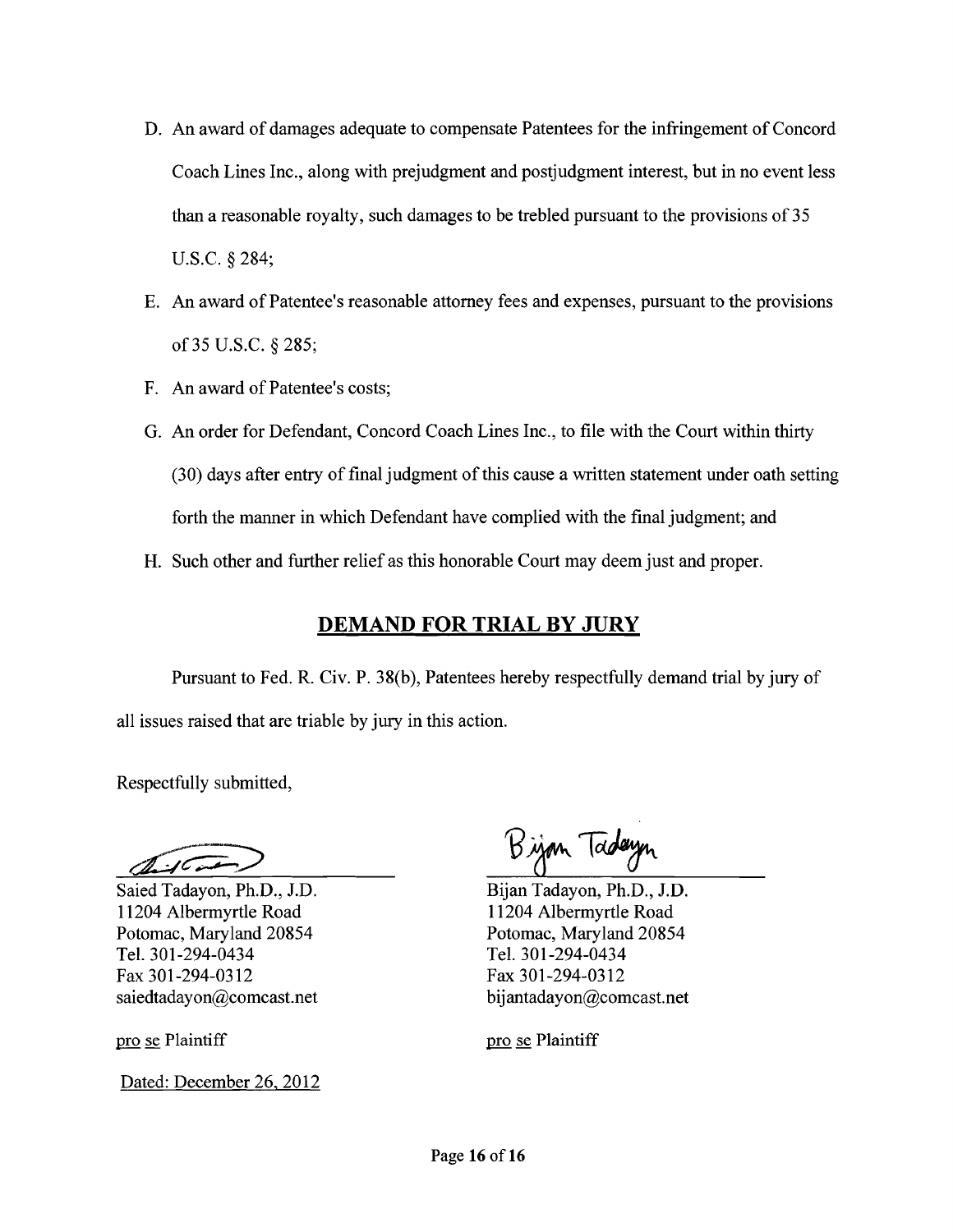D. An award of damages adequate to compensate Patentees for the infringement of Concord Coach Lines Inc., along with prejudgment and postjudgment interest, but in no event less than a reasonable royalty, such damages to be trebled pursuant to the provisions of 35 U.S.C. § 284;

E. An award of Patentee's reasonable attorney fees and expenses, pursuant to the provisions of 35 U.S.C. § 285;

F. An award of Patentee's costs;

G. An order for Defendant, Concord Coach Lines Inc., to file with the Court within thirty (30) days after entry of final judgment of this cause a written statement under oath setting forth the manner in which Defendant have complied with the final judgment; and

H. Such other and further relief as this honorable Court may deem just and proper.

## DEMAND FOR TRIAL BY JURY

Pursuant to Fed. R. Civ. P. 38(b), Patentees hereby respectfully demand trial by jury of all issues raised that are triable by jury in this action.

Respectfully submitted,

Saied Tadayon, Ph.D., J.D.
11204 Albermyrtle Road
Potomac, Maryland 20854
Tel. 301-294-0434
Fax 301-294-0312
saiedtadayon@comcast.net

pro se Plaintiff

Bijan Tadayon, Ph.D., J.D.
11204 Albermyrtle Road
Potomac, Maryland 20854
Tel. 301-294-0434
Fax 301-294-0312
bijantadayon@comcast.net

pro se Plaintiff

Dated: December 26, 2012